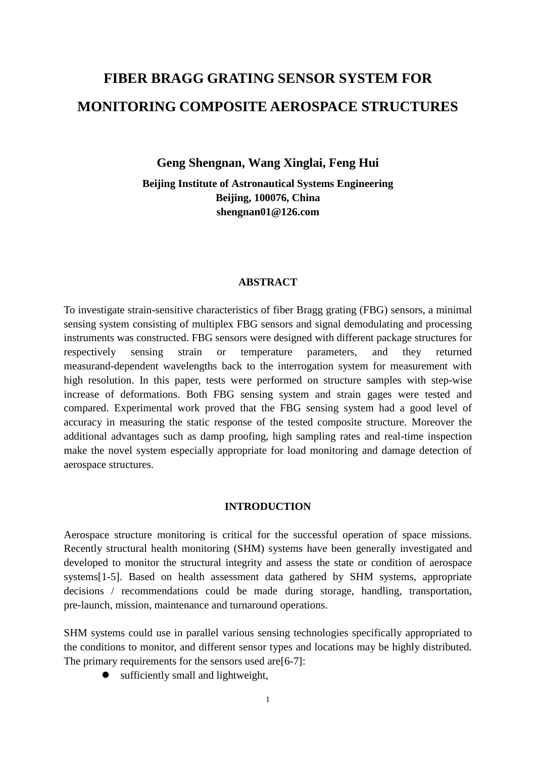# FIBER BRAGG GRATING SENSOR SYSTEM FOR MONITORING COMPOSITE AEROSPACE STRUCTURES

**Geng Shengnan, Wang Xinglai, Feng Hui**

**Beijing Institute of Astronautical Systems Engineering**
**Beijing, 100076, China**
**shengnan01@126.com**

## ABSTRACT

To investigate strain-sensitive characteristics of fiber Bragg grating (FBG) sensors, a minimal sensing system consisting of multiplex FBG sensors and signal demodulating and processing instruments was constructed. FBG sensors were designed with different package structures for respectively sensing strain or temperature parameters, and they returned measurand-dependent wavelengths back to the interrogation system for measurement with high resolution. In this paper, tests were performed on structure samples with step-wise increase of deformations. Both FBG sensing system and strain gages were tested and compared. Experimental work proved that the FBG sensing system had a good level of accuracy in measuring the static response of the tested composite structure. Moreover the additional advantages such as damp proofing, high sampling rates and real-time inspection make the novel system especially appropriate for load monitoring and damage detection of aerospace structures.

## INTRODUCTION

Aerospace structure monitoring is critical for the successful operation of space missions. Recently structural health monitoring (SHM) systems have been generally investigated and developed to monitor the structural integrity and assess the state or condition of aerospace systems[1-5]. Based on health assessment data gathered by SHM systems, appropriate decisions / recommendations could be made during storage, handling, transportation, pre-launch, mission, maintenance and turnaround operations.

SHM systems could use in parallel various sensing technologies specifically appropriated to the conditions to monitor, and different sensor types and locations may be highly distributed. The primary requirements for the sensors used are[6-7]:

- sufficiently small and lightweight,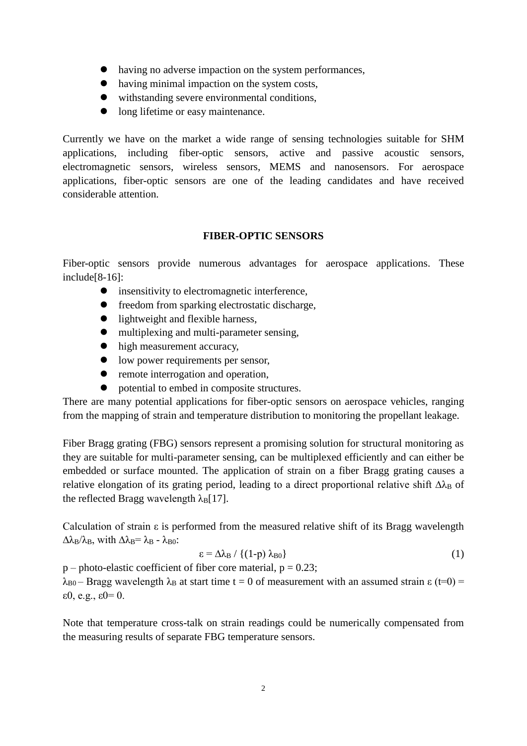- having no adverse impaction on the system performances,
- having minimal impaction on the system costs,
- withstanding severe environmental conditions,
- long lifetime or easy maintenance.

Currently we have on the market a wide range of sensing technologies suitable for SHM applications, including fiber-optic sensors, active and passive acoustic sensors, electromagnetic sensors, wireless sensors, MEMS and nanosensors. For aerospace applications, fiber-optic sensors are one of the leading candidates and have received considerable attention.

## FIBER-OPTIC SENSORS

Fiber-optic sensors provide numerous advantages for aerospace applications. These include[8-16]:

- insensitivity to electromagnetic interference,
- freedom from sparking electrostatic discharge,
- lightweight and flexible harness,
- multiplexing and multi-parameter sensing,
- high measurement accuracy,
- low power requirements per sensor,
- remote interrogation and operation,
- potential to embed in composite structures.

There are many potential applications for fiber-optic sensors on aerospace vehicles, ranging from the mapping of strain and temperature distribution to monitoring the propellant leakage.

Fiber Bragg grating (FBG) sensors represent a promising solution for structural monitoring as they are suitable for multi-parameter sensing, can be multiplexed efficiently and can either be embedded or surface mounted. The application of strain on a fiber Bragg grating causes a relative elongation of its grating period, leading to a direct proportional relative shift $\Delta\lambda_B$ of the reflected Bragg wavelength $\lambda_B$[17].

Calculation of strain $\varepsilon$ is performed from the measured relative shift of its Bragg wavelength $\Delta\lambda_B/\lambda_B$, with $\Delta\lambda_B = \lambda_B - \lambda_{B0}$:

$$\varepsilon = \Delta\lambda_B / \{(1-p)\,\lambda_{B0}\} \tag{1}$$

p – photo-elastic coefficient of fiber core material, $p = 0.23$;
$\lambda_{B0}$ – Bragg wavelength $\lambda_B$ at start time $t = 0$ of measurement with an assumed strain $\varepsilon\,(t=0) = \varepsilon 0$, e.g., $\varepsilon 0 = 0$.

Note that temperature cross-talk on strain readings could be numerically compensated from the measuring results of separate FBG temperature sensors.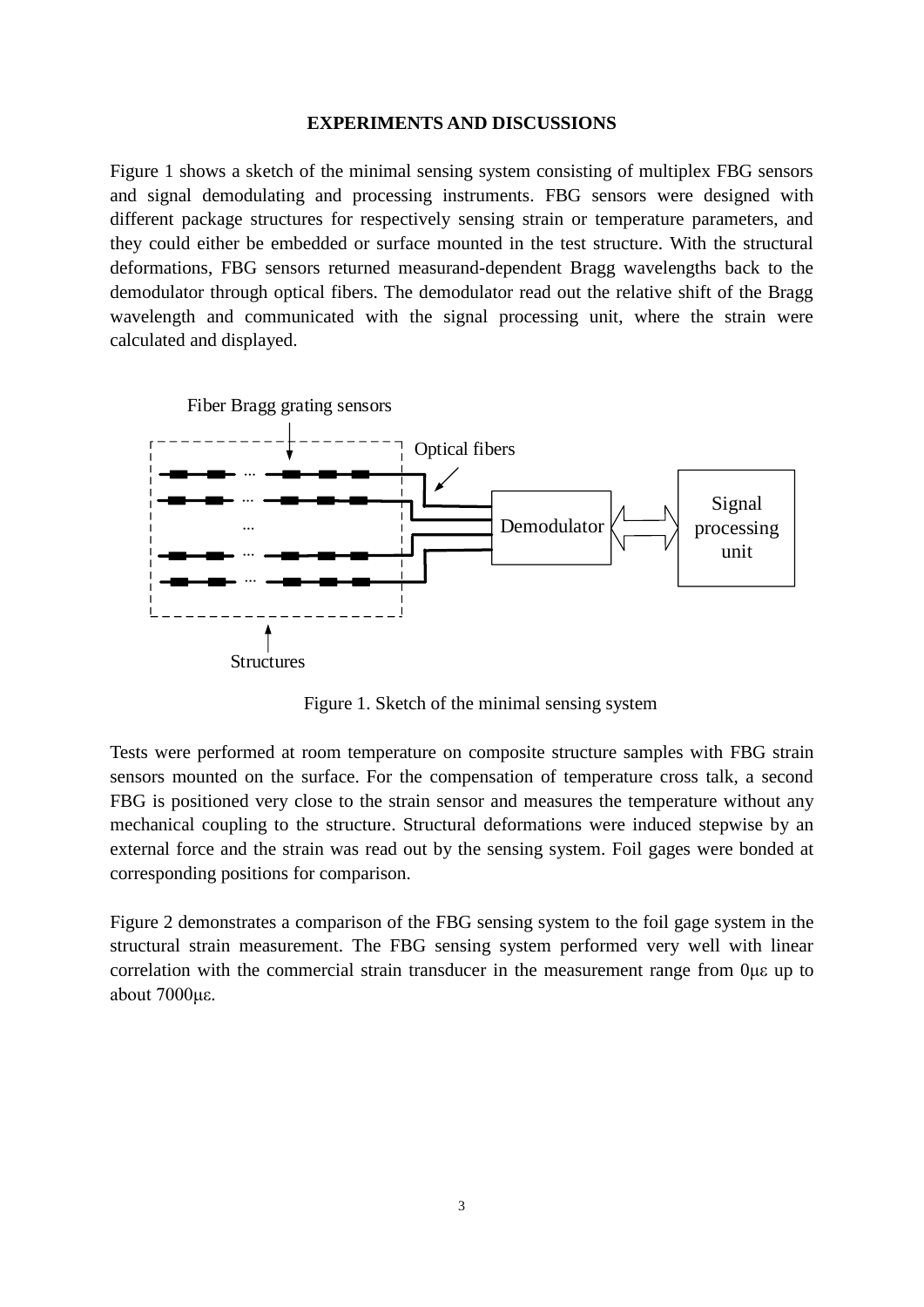## EXPERIMENTS AND DISCUSSIONS

Figure 1 shows a sketch of the minimal sensing system consisting of multiplex FBG sensors and signal demodulating and processing instruments. FBG sensors were designed with different package structures for respectively sensing strain or temperature parameters, and they could either be embedded or surface mounted in the test structure. With the structural deformations, FBG sensors returned measurand-dependent Bragg wavelengths back to the demodulator through optical fibers. The demodulator read out the relative shift of the Bragg wavelength and communicated with the signal processing unit, where the strain were calculated and displayed.

Figure 1. Sketch of the minimal sensing system

Tests were performed at room temperature on composite structure samples with FBG strain sensors mounted on the surface. For the compensation of temperature cross talk, a second FBG is positioned very close to the strain sensor and measures the temperature without any mechanical coupling to the structure. Structural deformations were induced stepwise by an external force and the strain was read out by the sensing system. Foil gages were bonded at corresponding positions for comparison.

Figure 2 demonstrates a comparison of the FBG sensing system to the foil gage system in the structural strain measurement. The FBG sensing system performed very well with linear correlation with the commercial strain transducer in the measurement range from 0με up to about 7000με.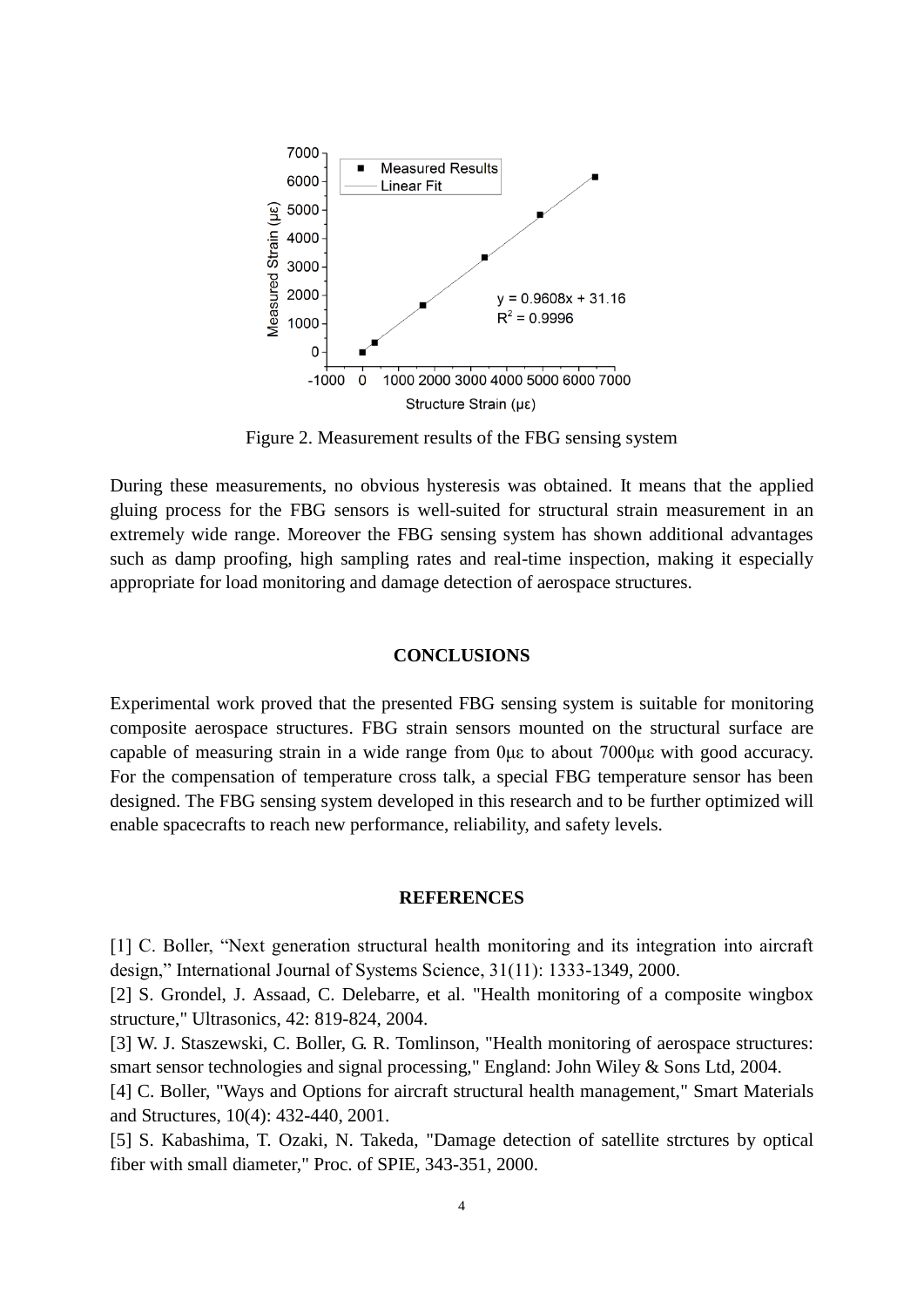Figure 2. Measurement results of the FBG sensing system

During these measurements, no obvious hysteresis was obtained. It means that the applied gluing process for the FBG sensors is well-suited for structural strain measurement in an extremely wide range. Moreover the FBG sensing system has shown additional advantages such as damp proofing, high sampling rates and real-time inspection, making it especially appropriate for load monitoring and damage detection of aerospace structures.

## CONCLUSIONS

Experimental work proved that the presented FBG sensing system is suitable for monitoring composite aerospace structures. FBG strain sensors mounted on the structural surface are capable of measuring strain in a wide range from 0με to about 7000με with good accuracy. For the compensation of temperature cross talk, a special FBG temperature sensor has been designed. The FBG sensing system developed in this research and to be further optimized will enable spacecrafts to reach new performance, reliability, and safety levels.

## REFERENCES

[1] C. Boller, "Next generation structural health monitoring and its integration into aircraft design," International Journal of Systems Science, 31(11): 1333-1349, 2000.

[2] S. Grondel, J. Assaad, C. Delebarre, et al. "Health monitoring of a composite wingbox structure," Ultrasonics, 42: 819-824, 2004.

[3] W. J. Staszewski, C. Boller, G. R. Tomlinson, "Health monitoring of aerospace structures: smart sensor technologies and signal processing," England: John Wiley & Sons Ltd, 2004.

[4] C. Boller, "Ways and Options for aircraft structural health management," Smart Materials and Structures, 10(4): 432-440, 2001.

[5] S. Kabashima, T. Ozaki, N. Takeda, "Damage detection of satellite strctures by optical fiber with small diameter," Proc. of SPIE, 343-351, 2000.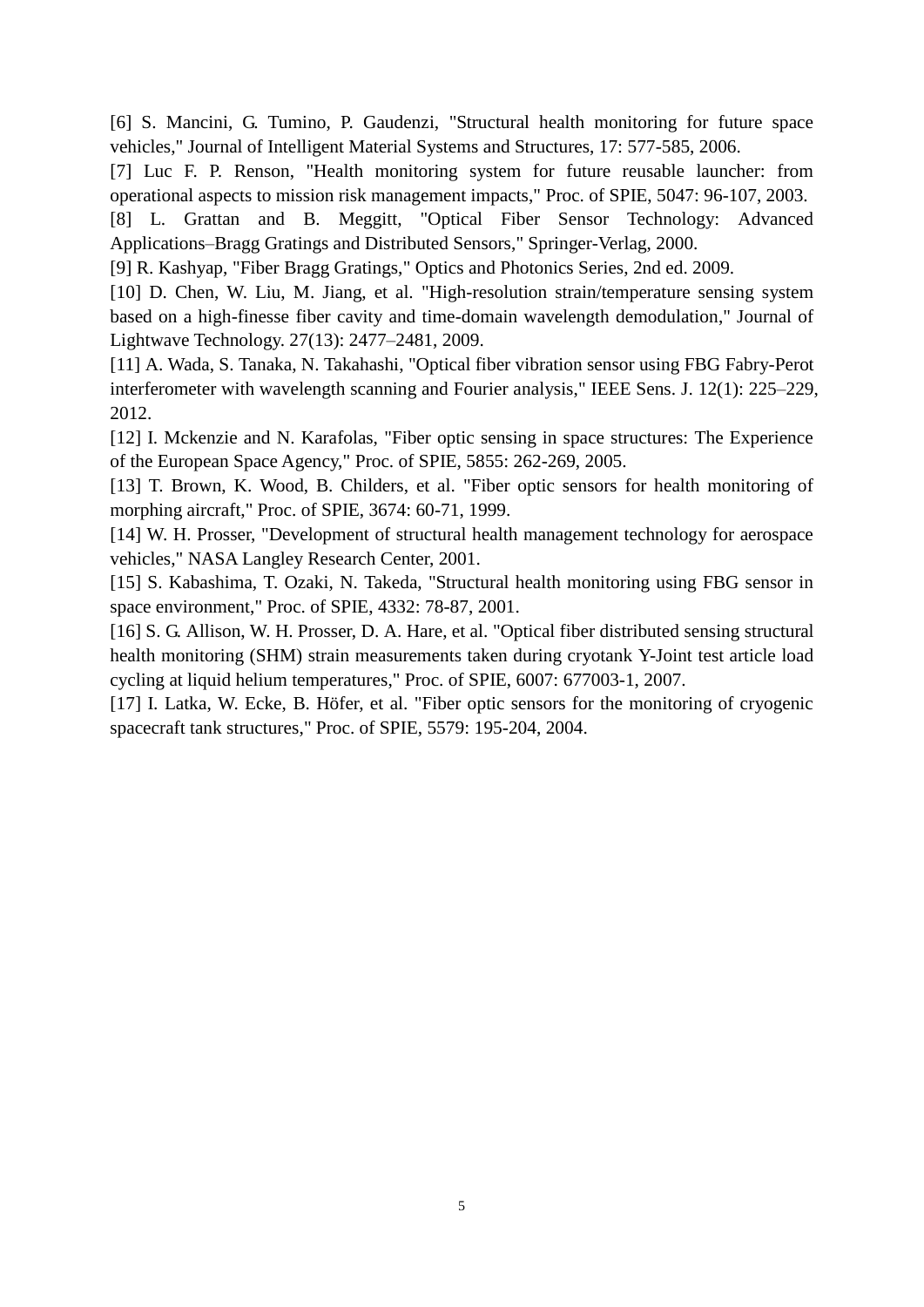[6] S. Mancini, G. Tumino, P. Gaudenzi, "Structural health monitoring for future space vehicles," Journal of Intelligent Material Systems and Structures, 17: 577-585, 2006.

[7] Luc F. P. Renson, "Health monitoring system for future reusable launcher: from operational aspects to mission risk management impacts," Proc. of SPIE, 5047: 96-107, 2003.

[8] L. Grattan and B. Meggitt, "Optical Fiber Sensor Technology: Advanced Applications–Bragg Gratings and Distributed Sensors," Springer-Verlag, 2000.

[9] R. Kashyap, "Fiber Bragg Gratings," Optics and Photonics Series, 2nd ed. 2009.

[10] D. Chen, W. Liu, M. Jiang, et al. "High-resolution strain/temperature sensing system based on a high-finesse fiber cavity and time-domain wavelength demodulation," Journal of Lightwave Technology. 27(13): 2477–2481, 2009.

[11] A. Wada, S. Tanaka, N. Takahashi, "Optical fiber vibration sensor using FBG Fabry-Perot interferometer with wavelength scanning and Fourier analysis," IEEE Sens. J. 12(1): 225–229, 2012.

[12] I. Mckenzie and N. Karafolas, "Fiber optic sensing in space structures: The Experience of the European Space Agency," Proc. of SPIE, 5855: 262-269, 2005.

[13] T. Brown, K. Wood, B. Childers, et al. "Fiber optic sensors for health monitoring of morphing aircraft," Proc. of SPIE, 3674: 60-71, 1999.

[14] W. H. Prosser, "Development of structural health management technology for aerospace vehicles," NASA Langley Research Center, 2001.

[15] S. Kabashima, T. Ozaki, N. Takeda, "Structural health monitoring using FBG sensor in space environment," Proc. of SPIE, 4332: 78-87, 2001.

[16] S. G. Allison, W. H. Prosser, D. A. Hare, et al. "Optical fiber distributed sensing structural health monitoring (SHM) strain measurements taken during cryotank Y-Joint test article load cycling at liquid helium temperatures," Proc. of SPIE, 6007: 677003-1, 2007.

[17] I. Latka, W. Ecke, B. Höfer, et al. "Fiber optic sensors for the monitoring of cryogenic spacecraft tank structures," Proc. of SPIE, 5579: 195-204, 2004.